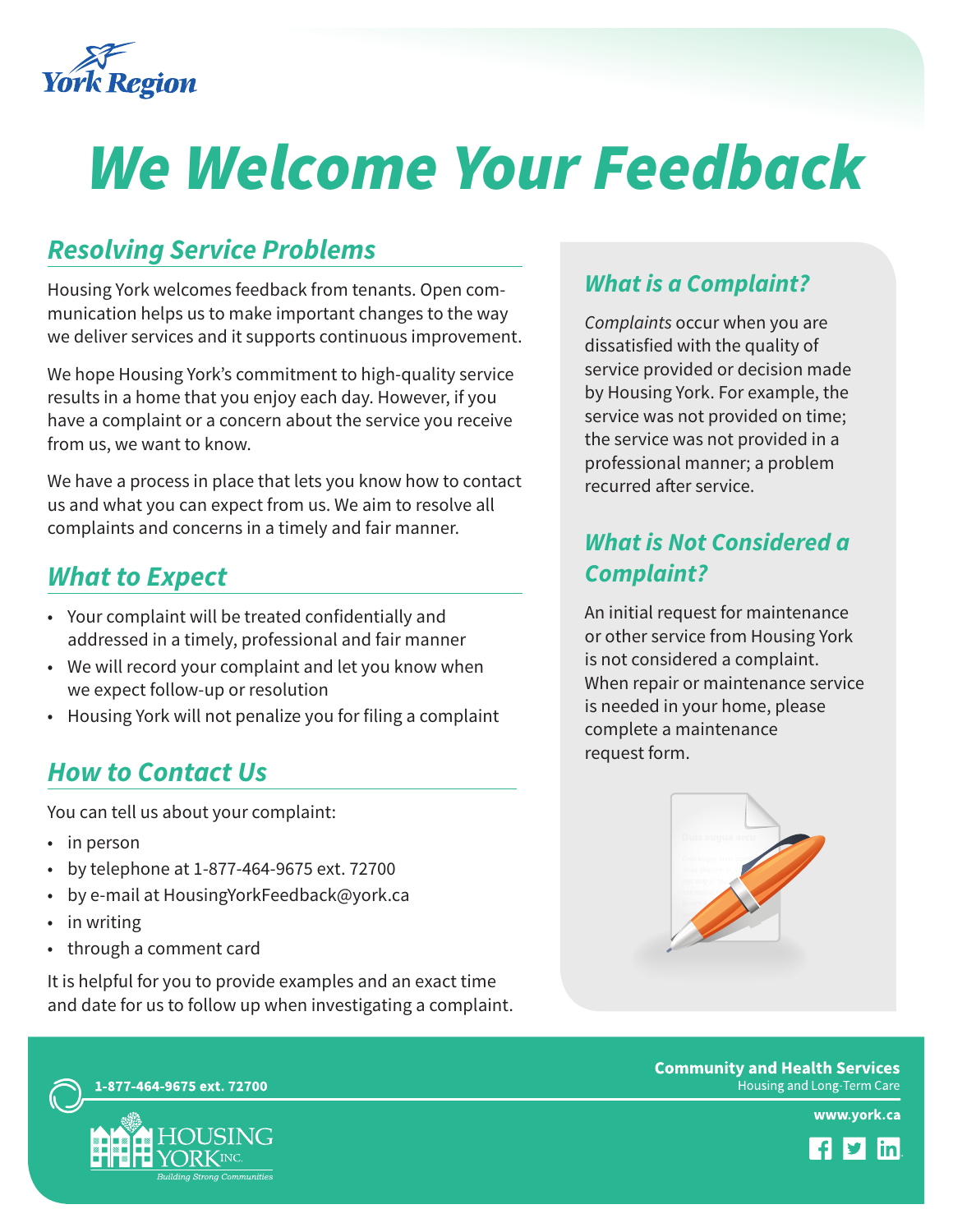# We Welcome Your Feedback

## Resolving Service Problems

Housing York welcomes feedback from tenants. Open communication helps us to make important changes to the way we deliver services and it supports continuous improvement.

We hope Housing York's commitment to high-quality service results in a home that you enjoy each day. However, if you have a complaint or a concern about the service you receive from us, we want to know.

We have a process in place that lets you know how to contact us and what you can expect from us. We aim to resolve all complaints and concerns in a timely and fair manner.

## What to Expect

- Your complaint will be treated confidentially and addressed in a timely, professional and fair manner
- We will record your complaint and let you know when we expect follow-up or resolution
- Housing York will not penalize you for filing a complaint

## How to Contact Us

You can tell us about your complaint:

- in person
- by telephone at 1-877-464-9675 ext. 72700
- by e-mail at HousingYorkFeedback@york.ca
- in writing
- through a comment card

It is helpful for you to provide examples and an exact time and date for us to follow up when investigating a complaint.

## What is a Complaint?

*Complaints* occur when you are dissatisfied with the quality of service provided or decision made by Housing York. For example, the service was not provided on time; the service was not provided in a professional manner; a problem recurred after service.

## What is Not Considered a Complaint?

An initial request for maintenance or other service from Housing York is not considered a complaint. When repair or maintenance service is needed in your home, please complete a maintenance request form.

1-877-464-9675 ext. 72700

**Community and Health Services**
Housing and Long-Term Care

**www.york.ca**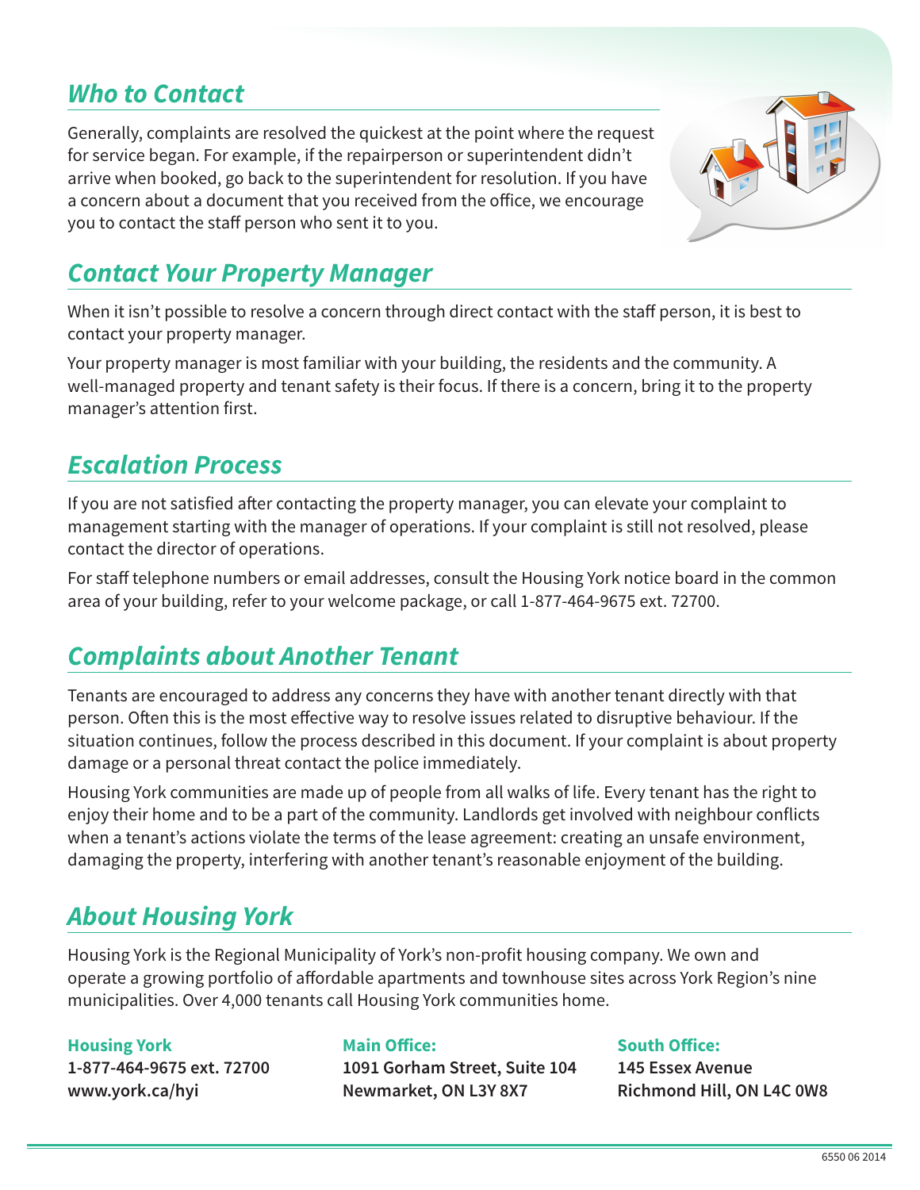## *Who to Contact*

Generally, complaints are resolved the quickest at the point where the request for service began. For example, if the repairperson or superintendent didn't arrive when booked, go back to the superintendent for resolution. If you have a concern about a document that you received from the office, we encourage you to contact the staff person who sent it to you.

## *Contact Your Property Manager*

When it isn't possible to resolve a concern through direct contact with the staff person, it is best to contact your property manager.

Your property manager is most familiar with your building, the residents and the community. A well-managed property and tenant safety is their focus. If there is a concern, bring it to the property manager's attention first.

## *Escalation Process*

If you are not satisfied after contacting the property manager, you can elevate your complaint to management starting with the manager of operations. If your complaint is still not resolved, please contact the director of operations.

For staff telephone numbers or email addresses, consult the Housing York notice board in the common area of your building, refer to your welcome package, or call 1-877-464-9675 ext. 72700.

## *Complaints about Another Tenant*

Tenants are encouraged to address any concerns they have with another tenant directly with that person. Often this is the most effective way to resolve issues related to disruptive behaviour. If the situation continues, follow the process described in this document. If your complaint is about property damage or a personal threat contact the police immediately.

Housing York communities are made up of people from all walks of life. Every tenant has the right to enjoy their home and to be a part of the community. Landlords get involved with neighbour conflicts when a tenant's actions violate the terms of the lease agreement: creating an unsafe environment, damaging the property, interfering with another tenant's reasonable enjoyment of the building.

## *About Housing York*

Housing York is the Regional Municipality of York's non-profit housing company. We own and operate a growing portfolio of affordable apartments and townhouse sites across York Region's nine municipalities. Over 4,000 tenants call Housing York communities home.

**Housing York**
**1-877-464-9675 ext. 72700**
**www.york.ca/hyi**

**Main Office:**
**1091 Gorham Street, Suite 104**
**Newmarket, ON L3Y 8X7**

**South Office:**
**145 Essex Avenue**
**Richmond Hill, ON L4C 0W8**

6550 06 2014